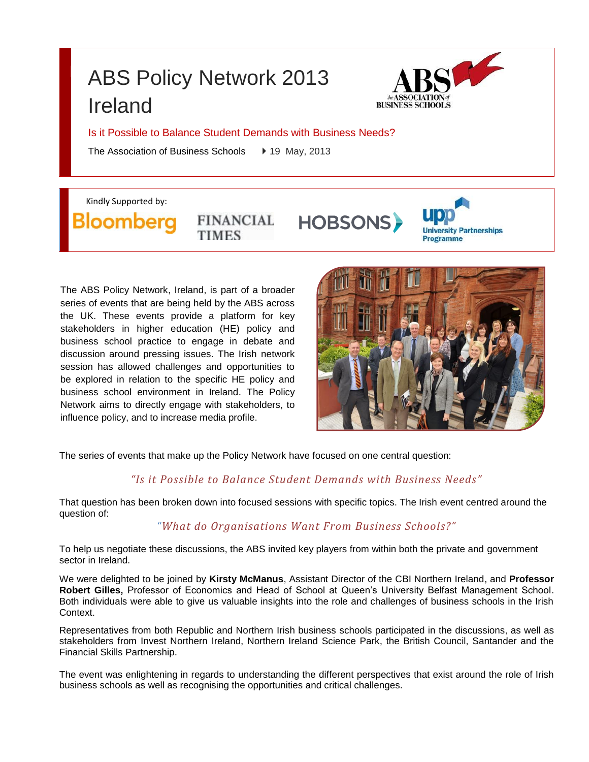# ABS Policy Network 2013 Ireland

Is it Possible to Balance Student Demands with Business Needs?

The Association of Business Schools ▸ 19 May, 2013

Kindly Supported by:

Bloomberg FINANCIAL TIMES HOBSONS upp University Partnerships Programme

The ABS Policy Network, Ireland, is part of a broader series of events that are being held by the ABS across the UK. These events provide a platform for key stakeholders in higher education (HE) policy and business school practice to engage in debate and discussion around pressing issues. The Irish network session has allowed challenges and opportunities to be explored in relation to the specific HE policy and business school environment in Ireland. The Policy Network aims to directly engage with stakeholders, to influence policy, and to increase media profile.

The series of events that make up the Policy Network have focused on one central question:

*"Is it Possible to Balance Student Demands with Business Needs"*

That question has been broken down into focused sessions with specific topics. The Irish event centred around the question of:

*"What do Organisations Want From Business Schools?"*

To help us negotiate these discussions, the ABS invited key players from within both the private and government sector in Ireland.

We were delighted to be joined by **Kirsty McManus**, Assistant Director of the CBI Northern Ireland, and **Professor Robert Gilles,** Professor of Economics and Head of School at Queen's University Belfast Management School. Both individuals were able to give us valuable insights into the role and challenges of business schools in the Irish Context.

Representatives from both Republic and Northern Irish business schools participated in the discussions, as well as stakeholders from Invest Northern Ireland, Northern Ireland Science Park, the British Council, Santander and the Financial Skills Partnership.

The event was enlightening in regards to understanding the different perspectives that exist around the role of Irish business schools as well as recognising the opportunities and critical challenges.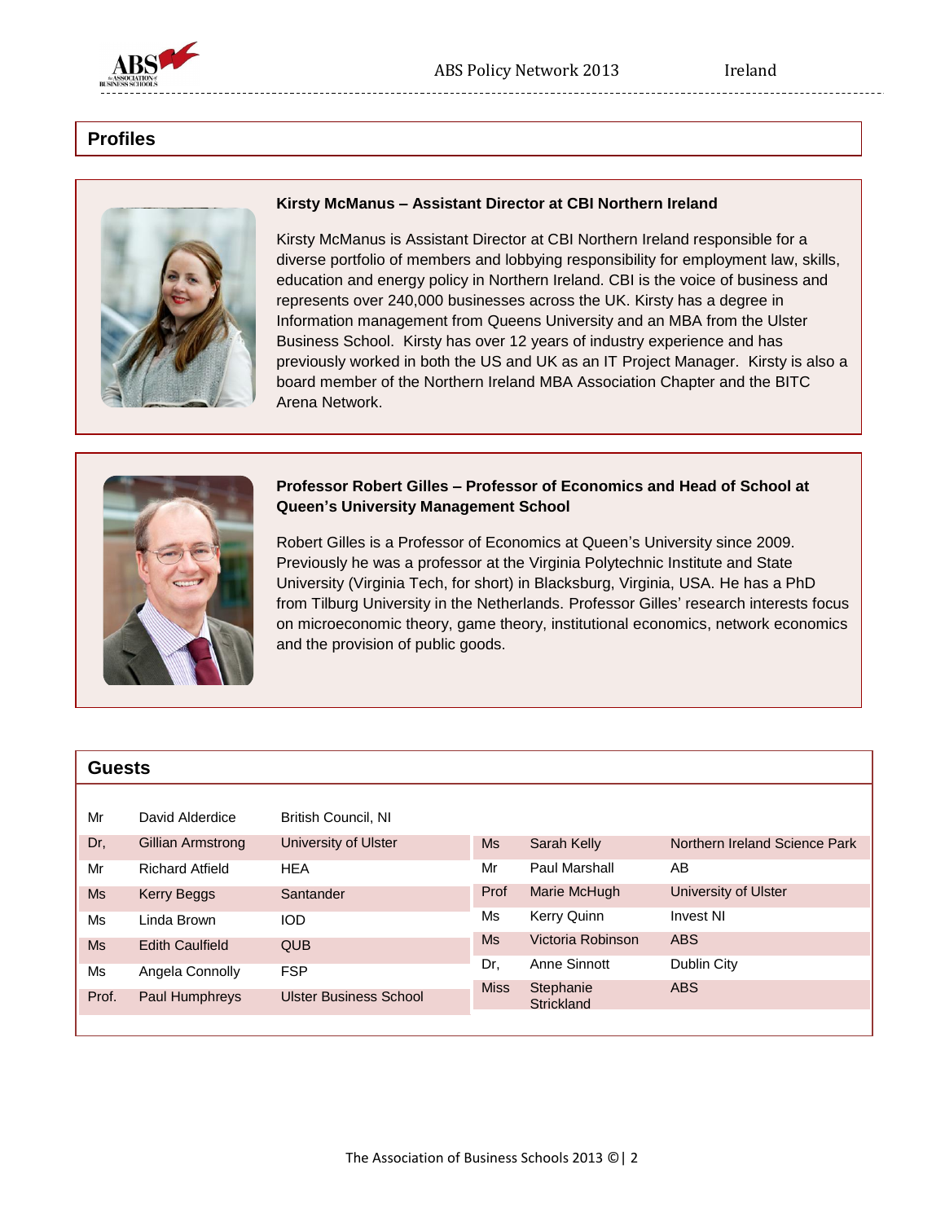## Profiles

**Kirsty McManus – Assistant Director at CBI Northern Ireland**

Kirsty McManus is Assistant Director at CBI Northern Ireland responsible for a diverse portfolio of members and lobbying responsibility for employment law, skills, education and energy policy in Northern Ireland. CBI is the voice of business and represents over 240,000 businesses across the UK. Kirsty has a degree in Information management from Queens University and an MBA from the Ulster Business School. Kirsty has over 12 years of industry experience and has previously worked in both the US and UK as an IT Project Manager. Kirsty is also a board member of the Northern Ireland MBA Association Chapter and the BITC Arena Network.

**Professor Robert Gilles – Professor of Economics and Head of School at Queen's University Management School**

Robert Gilles is a Professor of Economics at Queen's University since 2009. Previously he was a professor at the Virginia Polytechnic Institute and State University (Virginia Tech, for short) in Blacksburg, Virginia, USA. He has a PhD from Tilburg University in the Netherlands. Professor Gilles' research interests focus on microeconomic theory, game theory, institutional economics, network economics and the provision of public goods.

## Guests

| Title | Name | Organisation |
|---|---|---|
| Mr | David Alderdice | British Council, NI |
| Dr, | Gillian Armstrong | University of Ulster |
| Mr | Richard Atfield | HEA |
| Ms | Kerry Beggs | Santander |
| Ms | Linda Brown | IOD |
| Ms | Edith Caulfield | QUB |
| Ms | Angela Connolly | FSP |
| Prof. | Paul Humphreys | Ulster Business School |
| Ms | Sarah Kelly | Northern Ireland Science Park |
| Mr | Paul Marshall | AB |
| Prof | Marie McHugh | University of Ulster |
| Ms | Kerry Quinn | Invest NI |
| Ms | Victoria Robinson | ABS |
| Dr, | Anne Sinnott | Dublin City |
| Miss | Stephanie Strickland | ABS |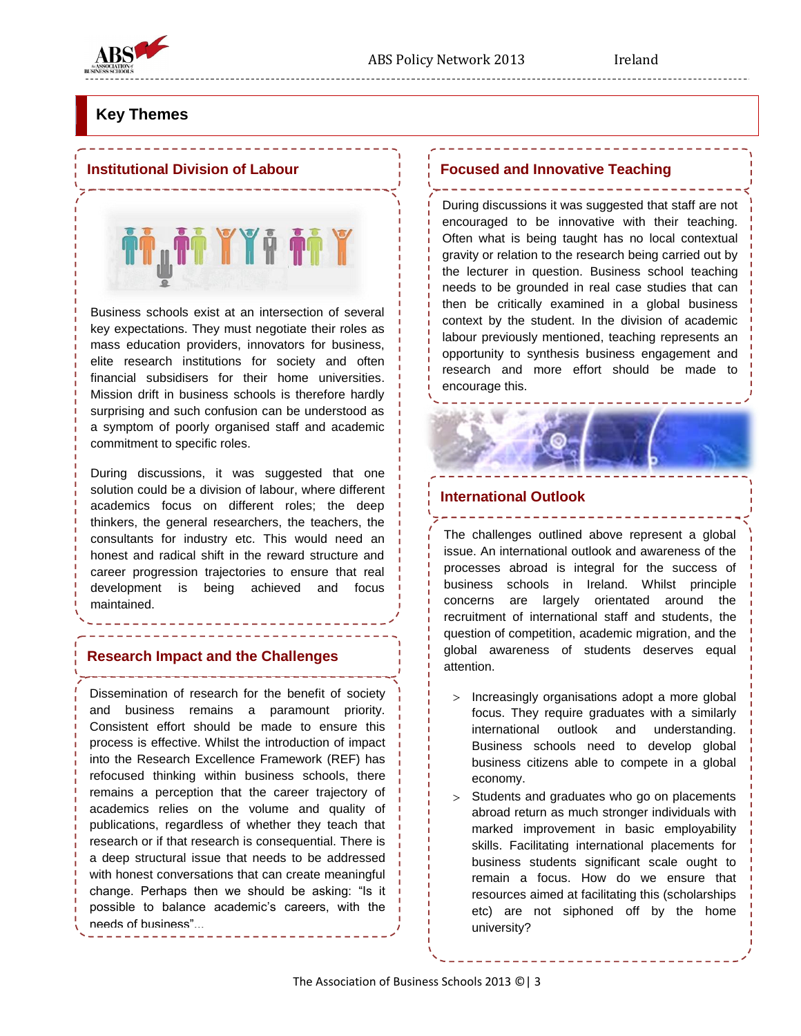## Key Themes

### Institutional Division of Labour

Business schools exist at an intersection of several key expectations. They must negotiate their roles as mass education providers, innovators for business, elite research institutions for society and often financial subsidisers for their home universities. Mission drift in business schools is therefore hardly surprising and such confusion can be understood as a symptom of poorly organised staff and academic commitment to specific roles.

During discussions, it was suggested that one solution could be a division of labour, where different academics focus on different roles; the deep thinkers, the general researchers, the teachers, the consultants for industry etc. This would need an honest and radical shift in the reward structure and career progression trajectories to ensure that real development is being achieved and focus maintained.

### Research Impact and the Challenges

Dissemination of research for the benefit of society and business remains a paramount priority. Consistent effort should be made to ensure this process is effective. Whilst the introduction of impact into the Research Excellence Framework (REF) has refocused thinking within business schools, there remains a perception that the career trajectory of academics relies on the volume and quality of publications, regardless of whether they teach that research or if that research is consequential. There is a deep structural issue that needs to be addressed with honest conversations that can create meaningful change. Perhaps then we should be asking: "Is it possible to balance academic's careers, with the needs of business"...

### Focused and Innovative Teaching

During discussions it was suggested that staff are not encouraged to be innovative with their teaching. Often what is being taught has no local contextual gravity or relation to the research being carried out by the lecturer in question. Business school teaching needs to be grounded in real case studies that can then be critically examined in a global business context by the student. In the division of academic labour previously mentioned, teaching represents an opportunity to synthesis business engagement and research and more effort should be made to encourage this.

### International Outlook

The challenges outlined above represent a global issue. An international outlook and awareness of the processes abroad is integral for the success of business schools in Ireland. Whilst principle concerns are largely orientated around the recruitment of international staff and students, the question of competition, academic migration, and the global awareness of students deserves equal attention.

- Increasingly organisations adopt a more global focus. They require graduates with a similarly international outlook and understanding. Business schools need to develop global business citizens able to compete in a global economy.
- Students and graduates who go on placements abroad return as much stronger individuals with marked improvement in basic employability skills. Facilitating international placements for business students significant scale ought to remain a focus. How do we ensure that resources aimed at facilitating this (scholarships etc) are not siphoned off by the home university?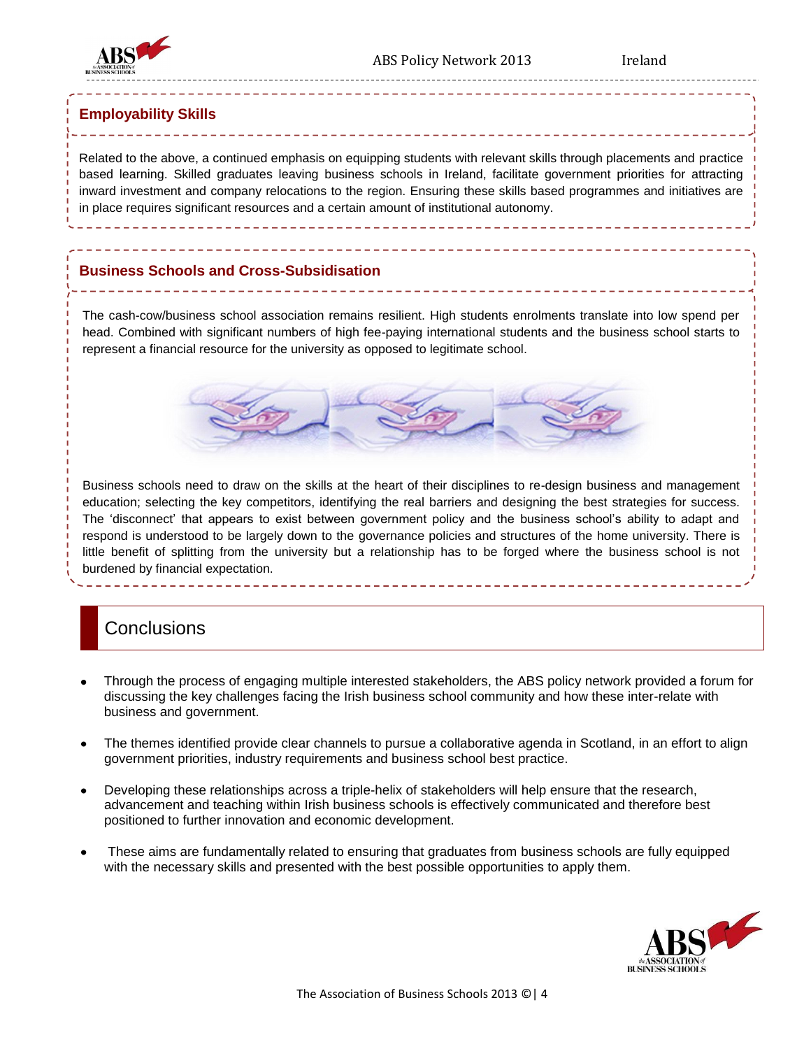## Employability Skills

Related to the above, a continued emphasis on equipping students with relevant skills through placements and practice based learning. Skilled graduates leaving business schools in Ireland, facilitate government priorities for attracting inward investment and company relocations to the region. Ensuring these skills based programmes and initiatives are in place requires significant resources and a certain amount of institutional autonomy.

## Business Schools and Cross-Subsidisation

The cash-cow/business school association remains resilient. High students enrolments translate into low spend per head. Combined with significant numbers of high fee-paying international students and the business school starts to represent a financial resource for the university as opposed to legitimate school.

Business schools need to draw on the skills at the heart of their disciplines to re-design business and management education; selecting the key competitors, identifying the real barriers and designing the best strategies for success. The 'disconnect' that appears to exist between government policy and the business school's ability to adapt and respond is understood to be largely down to the governance policies and structures of the home university. There is little benefit of splitting from the university but a relationship has to be forged where the business school is not burdened by financial expectation.

# Conclusions

- Through the process of engaging multiple interested stakeholders, the ABS policy network provided a forum for discussing the key challenges facing the Irish business school community and how these inter-relate with business and government.
- The themes identified provide clear channels to pursue a collaborative agenda in Scotland, in an effort to align government priorities, industry requirements and business school best practice.
- Developing these relationships across a triple-helix of stakeholders will help ensure that the research, advancement and teaching within Irish business schools is effectively communicated and therefore best positioned to further innovation and economic development.
- These aims are fundamentally related to ensuring that graduates from business schools are fully equipped with the necessary skills and presented with the best possible opportunities to apply them.